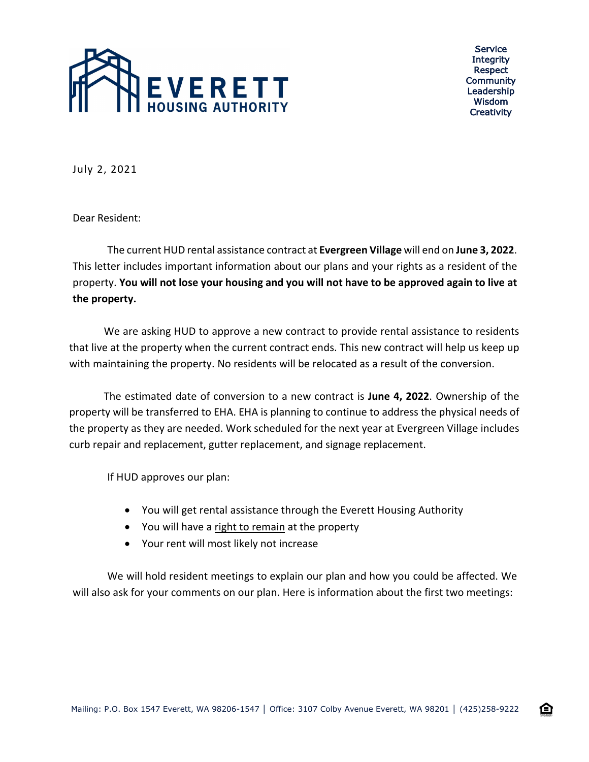EVERETT HOUSING AUTHORITY

Service
Integrity
Respect
Community
Leadership
Wisdom
Creativity

July 2, 2021

Dear Resident:

The current HUD rental assistance contract at **Evergreen Village** will end on **June 3, 2022**. This letter includes important information about our plans and your rights as a resident of the property. **You will not lose your housing and you will not have to be approved again to live at the property.**

We are asking HUD to approve a new contract to provide rental assistance to residents that live at the property when the current contract ends. This new contract will help us keep up with maintaining the property. No residents will be relocated as a result of the conversion.

The estimated date of conversion to a new contract is **June 4, 2022**. Ownership of the property will be transferred to EHA. EHA is planning to continue to address the physical needs of the property as they are needed. Work scheduled for the next year at Evergreen Village includes curb repair and replacement, gutter replacement, and signage replacement.

If HUD approves our plan:

- You will get rental assistance through the Everett Housing Authority
- You will have a <u>right to remain</u> at the property
- Your rent will most likely not increase

We will hold resident meetings to explain our plan and how you could be affected. We will also ask for your comments on our plan. Here is information about the first two meetings:

Mailing: P.O. Box 1547 Everett, WA 98206-1547 | Office: 3107 Colby Avenue Everett, WA 98201 | (425)258-9222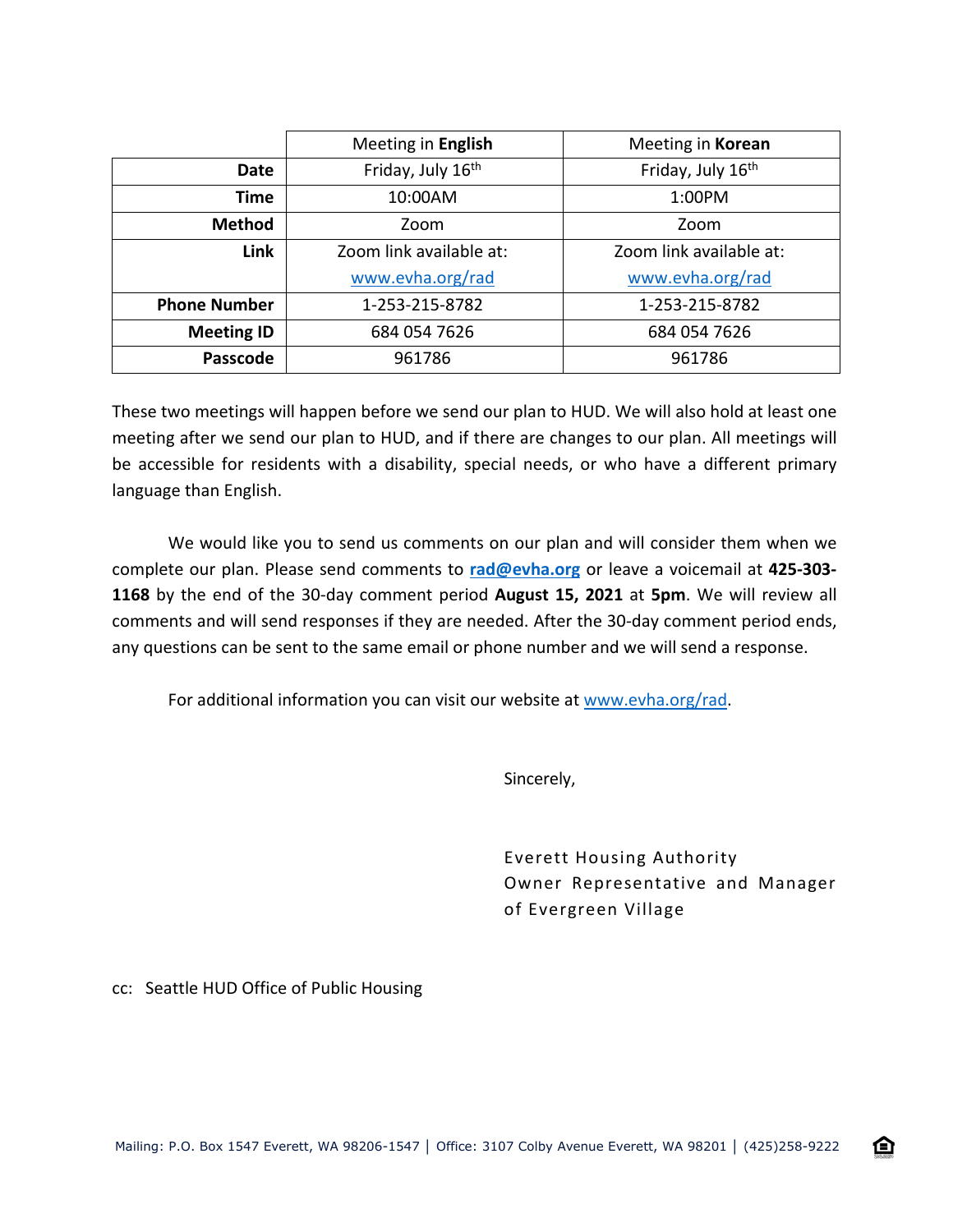| | Meeting in **English** | Meeting in **Korean** |
|---|---|---|
| **Date** | Friday, July 16th | Friday, July 16th |
| **Time** | 10:00AM | 1:00PM |
| **Method** | Zoom | Zoom |
| **Link** | Zoom link available at: www.evha.org/rad | Zoom link available at: www.evha.org/rad |
| **Phone Number** | 1-253-215-8782 | 1-253-215-8782 |
| **Meeting ID** | 684 054 7626 | 684 054 7626 |
| **Passcode** | 961786 | 961786 |

These two meetings will happen before we send our plan to HUD. We will also hold at least one meeting after we send our plan to HUD, and if there are changes to our plan. All meetings will be accessible for residents with a disability, special needs, or who have a different primary language than English.

We would like you to send us comments on our plan and will consider them when we complete our plan. Please send comments to **rad@evha.org** or leave a voicemail at **425-303-1168** by the end of the 30-day comment period **August 15, 2021** at **5pm**. We will review all comments and will send responses if they are needed. After the 30-day comment period ends, any questions can be sent to the same email or phone number and we will send a response.

For additional information you can visit our website at www.evha.org/rad.

Sincerely,

Everett Housing Authority
Owner Representative and Manager
of Evergreen Village

cc: Seattle HUD Office of Public Housing

Mailing: P.O. Box 1547 Everett, WA 98206-1547 | Office: 3107 Colby Avenue Everett, WA 98201 | (425)258-9222